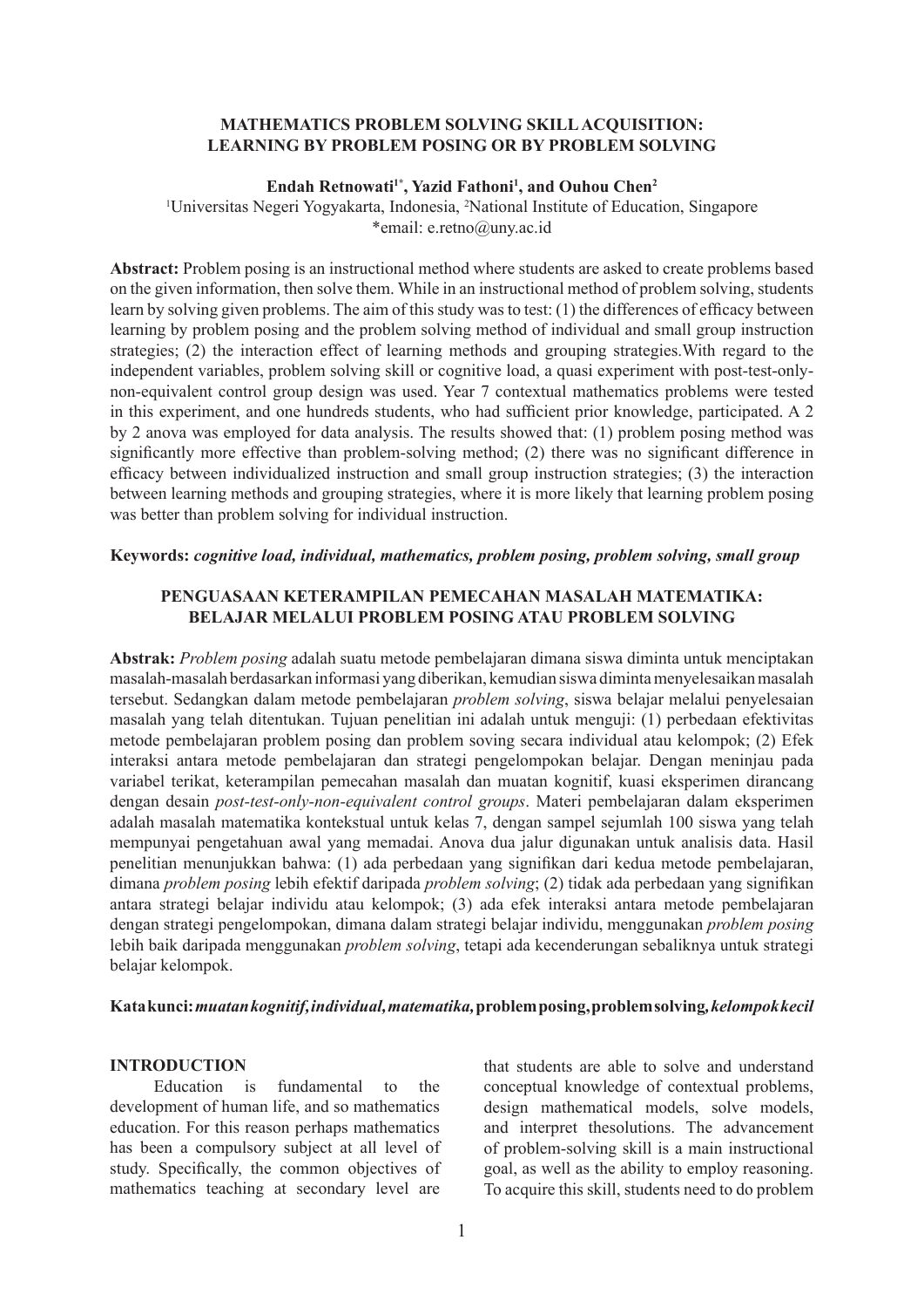# MATHEMATICS PROBLEM SOLVING SKILL ACQUISITION: LEARNING BY PROBLEM POSING OR BY PROBLEM SOLVING

**Endah Retnowati[1*], Yazid Fathoni[1], and Ouhou Chen[2]**

[1]Universitas Negeri Yogyakarta, Indonesia, [2]National Institute of Education, Singapore
*email: e.retno@uny.ac.id

**Abstract:** Problem posing is an instructional method where students are asked to create problems based on the given information, then solve them. While in an instructional method of problem solving, students learn by solving given problems. The aim of this study was to test: (1) the differences of efficacy between learning by problem posing and the problem solving method of individual and small group instruction strategies; (2) the interaction effect of learning methods and grouping strategies.With regard to the independent variables, problem solving skill or cognitive load, a quasi experiment with post-test-only-non-equivalent control group design was used. Year 7 contextual mathematics problems were tested in this experiment, and one hundreds students, who had sufficient prior knowledge, participated. A 2 by 2 anova was employed for data analysis. The results showed that: (1) problem posing method was significantly more effective than problem-solving method; (2) there was no significant difference in efficacy between individualized instruction and small group instruction strategies; (3) the interaction between learning methods and grouping strategies, where it is more likely that learning problem posing was better than problem solving for individual instruction.

**Keywords:** ***cognitive load, individual, mathematics, problem posing, problem solving, small group***

# PENGUASAAN KETERAMPILAN PEMECAHAN MASALAH MATEMATIKA: BELAJAR MELALUI PROBLEM POSING ATAU PROBLEM SOLVING

**Abstrak:** *Problem posing* adalah suatu metode pembelajaran dimana siswa diminta untuk menciptakan masalah-masalah berdasarkan informasi yang diberikan, kemudian siswa diminta menyelesaikan masalah tersebut. Sedangkan dalam metode pembelajaran *problem solving*, siswa belajar melalui penyelesaian masalah yang telah ditentukan. Tujuan penelitian ini adalah untuk menguji: (1) perbedaan efektivitas metode pembelajaran problem posing dan problem soving secara individual atau kelompok; (2) Efek interaksi antara metode pembelajaran dan strategi pengelompokan belajar. Dengan meninjau pada variabel terikat, keterampilan pemecahan masalah dan muatan kognitif, kuasi eksperimen dirancang dengan desain *post-test-only-non-equivalent control groups*. Materi pembelajaran dalam eksperimen adalah masalah matematika kontekstual untuk kelas 7, dengan sampel sejumlah 100 siswa yang telah mempunyai pengetahuan awal yang memadai. Anova dua jalur digunakan untuk analisis data. Hasil penelitian menunjukkan bahwa: (1) ada perbedaan yang signifikan dari kedua metode pembelajaran, dimana *problem posing* lebih efektif daripada *problem solving*; (2) tidak ada perbedaan yang signifikan antara strategi belajar individu atau kelompok; (3) ada efek interaksi antara metode pembelajaran dengan strategi pengelompokan, dimana dalam strategi belajar individu, menggunakan *problem posing* lebih baik daripada menggunakan *problem solving*, tetapi ada kecenderungan sebaliknya untuk strategi belajar kelompok.

**Kata kunci:** ***muatan kognitif, individual, matematika,*** **problem posing, problem solving,** ***kelompok kecil***

## INTRODUCTION

Education is fundamental to the development of human life, and so mathematics education. For this reason perhaps mathematics has been a compulsory subject at all level of study. Specifically, the common objectives of mathematics teaching at secondary level are that students are able to solve and understand conceptual knowledge of contextual problems, design mathematical models, solve models, and interpret thesolutions. The advancement of problem-solving skill is a main instructional goal, as well as the ability to employ reasoning. To acquire this skill, students need to do problem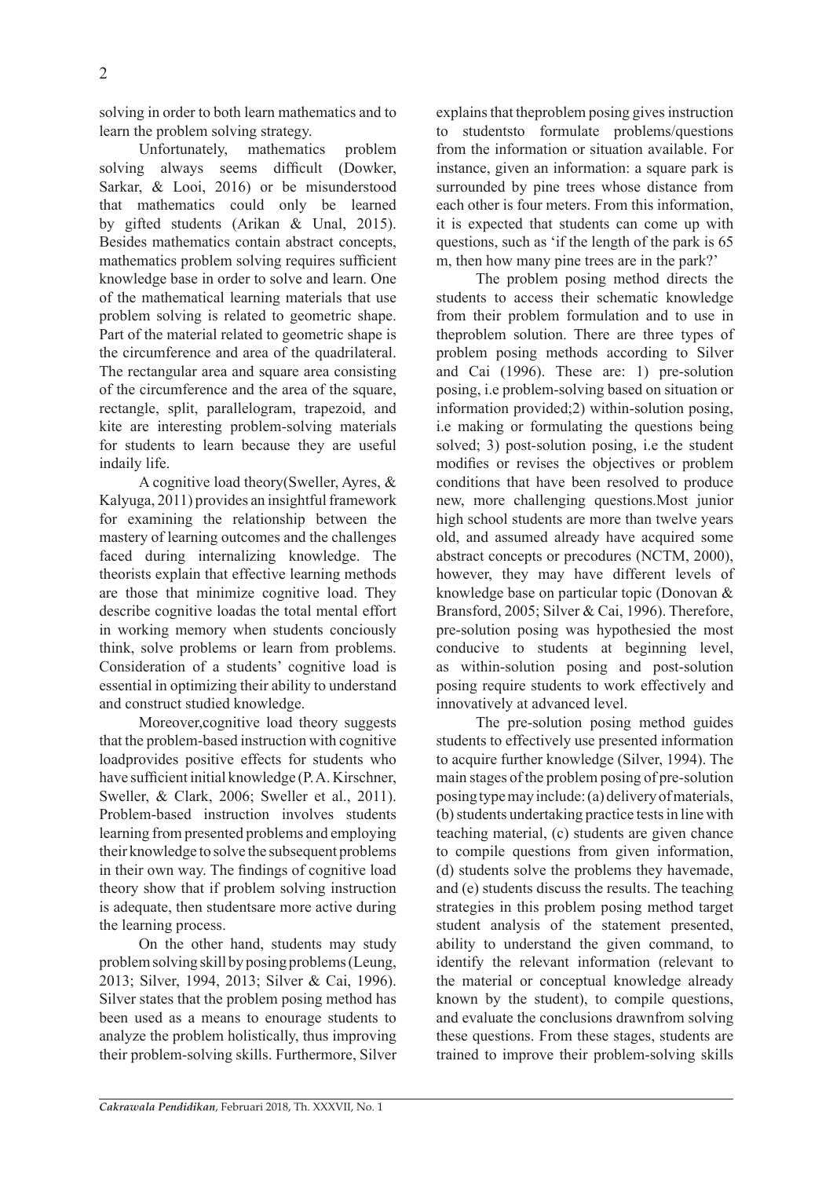solving in order to both learn mathematics and to learn the problem solving strategy.

Unfortunately, mathematics problem solving always seems difficult (Dowker, Sarkar, & Looi, 2016) or be misunderstood that mathematics could only be learned by gifted students (Arikan & Unal, 2015). Besides mathematics contain abstract concepts, mathematics problem solving requires sufficient knowledge base in order to solve and learn. One of the mathematical learning materials that use problem solving is related to geometric shape. Part of the material related to geometric shape is the circumference and area of the quadrilateral. The rectangular area and square area consisting of the circumference and the area of the square, rectangle, split, parallelogram, trapezoid, and kite are interesting problem-solving materials for students to learn because they are useful indaily life.

A cognitive load theory(Sweller, Ayres, & Kalyuga, 2011) provides an insightful framework for examining the relationship between the mastery of learning outcomes and the challenges faced during internalizing knowledge. The theorists explain that effective learning methods are those that minimize cognitive load. They describe cognitive loadas the total mental effort in working memory when students conciously think, solve problems or learn from problems. Consideration of a students' cognitive load is essential in optimizing their ability to understand and construct studied knowledge.

Moreover,cognitive load theory suggests that the problem-based instruction with cognitive loadprovides positive effects for students who have sufficient initial knowledge (P. A. Kirschner, Sweller, & Clark, 2006; Sweller et al., 2011). Problem-based instruction involves students learning from presented problems and employing their knowledge to solve the subsequent problems in their own way. The findings of cognitive load theory show that if problem solving instruction is adequate, then studentsare more active during the learning process.

On the other hand, students may study problem solving skill by posing problems (Leung, 2013; Silver, 1994, 2013; Silver & Cai, 1996). Silver states that the problem posing method has been used as a means to enourage students to analyze the problem holistically, thus improving their problem-solving skills. Furthermore, Silver explains that theproblem posing gives instruction to studentsto formulate problems/questions from the information or situation available. For instance, given an information: a square park is surrounded by pine trees whose distance from each other is four meters. From this information, it is expected that students can come up with questions, such as 'if the length of the park is 65 m, then how many pine trees are in the park?'

The problem posing method directs the students to access their schematic knowledge from their problem formulation and to use in theproblem solution. There are three types of problem posing methods according to Silver and Cai (1996). These are: 1) pre-solution posing, i.e problem-solving based on situation or information provided;2) within-solution posing, i.e making or formulating the questions being solved; 3) post-solution posing, i.e the student modifies or revises the objectives or problem conditions that have been resolved to produce new, more challenging questions.Most junior high school students are more than twelve years old, and assumed already have acquired some abstract concepts or precodures (NCTM, 2000), however, they may have different levels of knowledge base on particular topic (Donovan & Bransford, 2005; Silver & Cai, 1996). Therefore, pre-solution posing was hypothesied the most conducive to students at beginning level, as within-solution posing and post-solution posing require students to work effectively and innovatively at advanced level.

The pre-solution posing method guides students to effectively use presented information to acquire further knowledge (Silver, 1994). The main stages of the problem posing of pre-solution posing type may include: (a) delivery of materials, (b) students undertaking practice tests in line with teaching material, (c) students are given chance to compile questions from given information, (d) students solve the problems they havemade, and (e) students discuss the results. The teaching strategies in this problem posing method target student analysis of the statement presented, ability to understand the given command, to identify the relevant information (relevant to the material or conceptual knowledge already known by the student), to compile questions, and evaluate the conclusions drawnfrom solving these questions. From these stages, students are trained to improve their problem-solving skills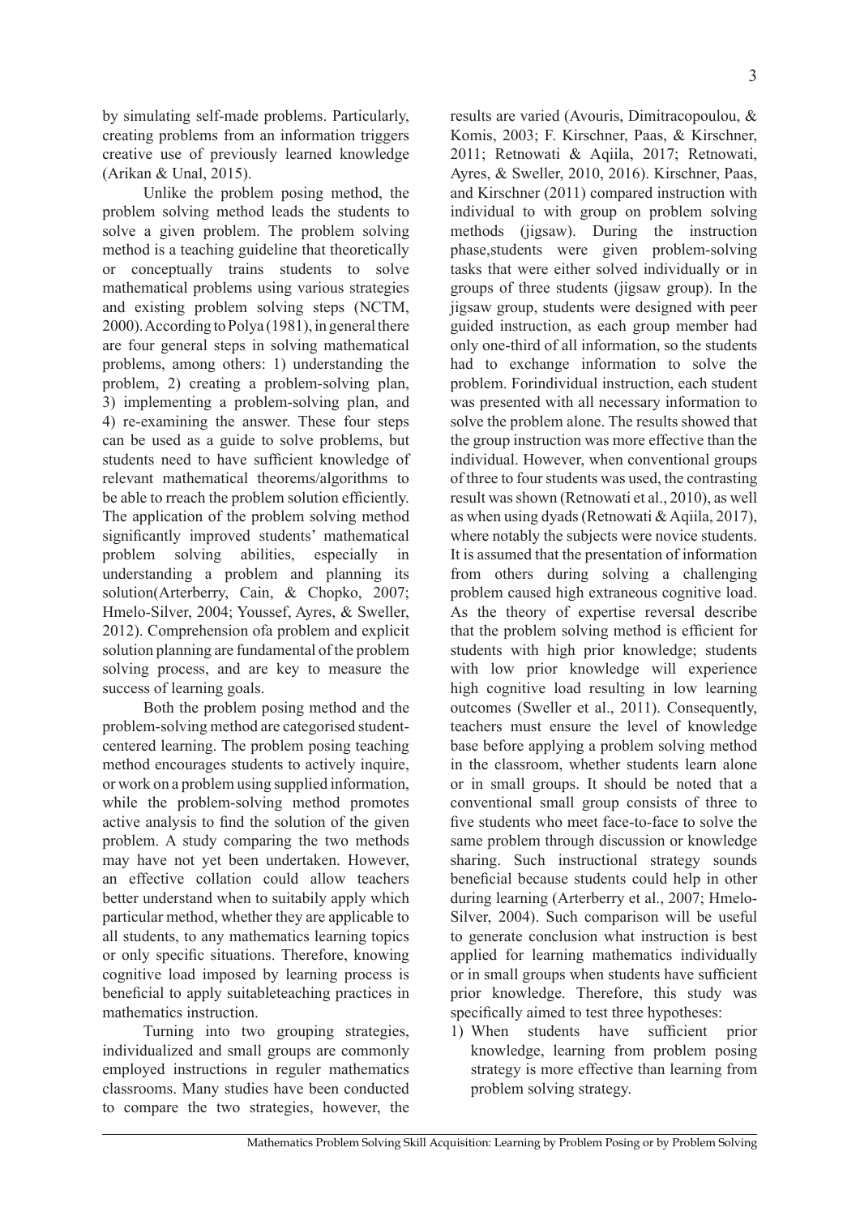by simulating self-made problems. Particularly, creating problems from an information triggers creative use of previously learned knowledge (Arikan & Unal, 2015).

Unlike the problem posing method, the problem solving method leads the students to solve a given problem. The problem solving method is a teaching guideline that theoretically or conceptually trains students to solve mathematical problems using various strategies and existing problem solving steps (NCTM, 2000). According to Polya (1981), in general there are four general steps in solving mathematical problems, among others: 1) understanding the problem, 2) creating a problem-solving plan, 3) implementing a problem-solving plan, and 4) re-examining the answer. These four steps can be used as a guide to solve problems, but students need to have sufficient knowledge of relevant mathematical theorems/algorithms to be able to rreach the problem solution efficiently. The application of the problem solving method significantly improved students' mathematical problem solving abilities, especially in understanding a problem and planning its solution(Arterberry, Cain, & Chopko, 2007; Hmelo-Silver, 2004; Youssef, Ayres, & Sweller, 2012). Comprehension ofa problem and explicit solution planning are fundamental of the problem solving process, and are key to measure the success of learning goals.

Both the problem posing method and the problem-solving method are categorised student-centered learning. The problem posing teaching method encourages students to actively inquire, or work on a problem using supplied information, while the problem-solving method promotes active analysis to find the solution of the given problem. A study comparing the two methods may have not yet been undertaken. However, an effective collation could allow teachers better understand when to suitabily apply which particular method, whether they are applicable to all students, to any mathematics learning topics or only specific situations. Therefore, knowing cognitive load imposed by learning process is beneficial to apply suitableteaching practices in mathematics instruction.

Turning into two grouping strategies, individualized and small groups are commonly employed instructions in reguler mathematics classrooms. Many studies have been conducted to compare the two strategies, however, the results are varied (Avouris, Dimitracopoulou, & Komis, 2003; F. Kirschner, Paas, & Kirschner, 2011; Retnowati & Aqiila, 2017; Retnowati, Ayres, & Sweller, 2010, 2016). Kirschner, Paas, and Kirschner (2011) compared instruction with individual to with group on problem solving methods (jigsaw). During the instruction phase,students were given problem-solving tasks that were either solved individually or in groups of three students (jigsaw group). In the jigsaw group, students were designed with peer guided instruction, as each group member had only one-third of all information, so the students had to exchange information to solve the problem. Forindividual instruction, each student was presented with all necessary information to solve the problem alone. The results showed that the group instruction was more effective than the individual. However, when conventional groups of three to four students was used, the contrasting result was shown (Retnowati et al., 2010), as well as when using dyads (Retnowati & Aqiila, 2017), where notably the subjects were novice students. It is assumed that the presentation of information from others during solving a challenging problem caused high extraneous cognitive load. As the theory of expertise reversal describe that the problem solving method is efficient for students with high prior knowledge; students with low prior knowledge will experience high cognitive load resulting in low learning outcomes (Sweller et al., 2011). Consequently, teachers must ensure the level of knowledge base before applying a problem solving method in the classroom, whether students learn alone or in small groups. It should be noted that a conventional small group consists of three to five students who meet face-to-face to solve the same problem through discussion or knowledge sharing. Such instructional strategy sounds beneficial because students could help in other during learning (Arterberry et al., 2007; Hmelo-Silver, 2004). Such comparison will be useful to generate conclusion what instruction is best applied for learning mathematics individually or in small groups when students have sufficient prior knowledge. Therefore, this study was specifically aimed to test three hypotheses:

1) When students have sufficient prior knowledge, learning from problem posing strategy is more effective than learning from problem solving strategy.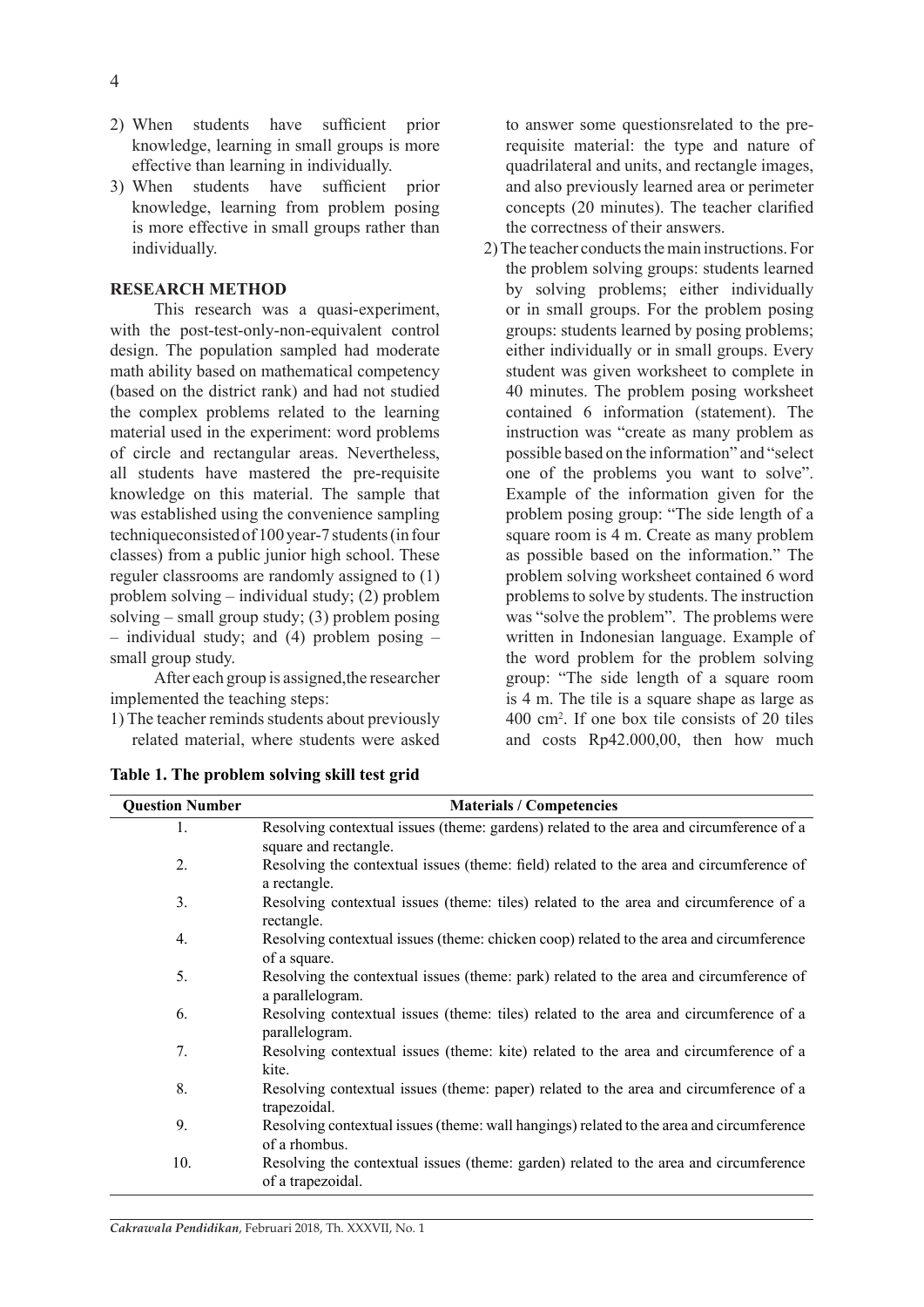2) When students have sufficient prior knowledge, learning in small groups is more effective than learning in individually.
3) When students have sufficient prior knowledge, learning from problem posing is more effective in small groups rather than individually.

## RESEARCH METHOD

This research was a quasi-experiment, with the post-test-only-non-equivalent control design. The population sampled had moderate math ability based on mathematical competency (based on the district rank) and had not studied the complex problems related to the learning material used in the experiment: word problems of circle and rectangular areas. Nevertheless, all students have mastered the pre-requisite knowledge on this material. The sample that was established using the convenience sampling techniqueconsisted of 100 year-7 students (in four classes) from a public junior high school. These reguler classrooms are randomly assigned to (1) problem solving – individual study; (2) problem solving – small group study; (3) problem posing – individual study; and (4) problem posing – small group study.

After each group is assigned,the researcher implemented the teaching steps:

1) The teacher reminds students about previously related material, where students were asked to answer some questionsrelated to the pre-requisite material: the type and nature of quadrilateral and units, and rectangle images, and also previously learned area or perimeter concepts (20 minutes). The teacher clarified the correctness of their answers.
2) The teacher conducts the main instructions. For the problem solving groups: students learned by solving problems; either individually or in small groups. For the problem posing groups: students learned by posing problems; either individually or in small groups. Every student was given worksheet to complete in 40 minutes. The problem posing worksheet contained 6 information (statement). The instruction was "create as many problem as possible based on the information" and "select one of the problems you want to solve". Example of the information given for the problem posing group: "The side length of a square room is 4 m. Create as many problem as possible based on the information." The problem solving worksheet contained 6 word problems to solve by students. The instruction was "solve the problem". The problems were written in Indonesian language. Example of the word problem for the problem solving group: "The side length of a square room is 4 m. The tile is a square shape as large as 400 $cm^2$. If one box tile consists of 20 tiles and costs Rp42.000,00, then how much

**Table 1. The problem solving skill test grid**

| Question Number | Materials / Competencies |
|---|---|
| 1. | Resolving contextual issues (theme: gardens) related to the area and circumference of a square and rectangle. |
| 2. | Resolving the contextual issues (theme: field) related to the area and circumference of a rectangle. |
| 3. | Resolving contextual issues (theme: tiles) related to the area and circumference of a rectangle. |
| 4. | Resolving contextual issues (theme: chicken coop) related to the area and circumference of a square. |
| 5. | Resolving the contextual issues (theme: park) related to the area and circumference of a parallelogram. |
| 6. | Resolving contextual issues (theme: tiles) related to the area and circumference of a parallelogram. |
| 7. | Resolving contextual issues (theme: kite) related to the area and circumference of a kite. |
| 8. | Resolving contextual issues (theme: paper) related to the area and circumference of a trapezoidal. |
| 9. | Resolving contextual issues (theme: wall hangings) related to the area and circumference of a rhombus. |
| 10. | Resolving the contextual issues (theme: garden) related to the area and circumference of a trapezoidal. |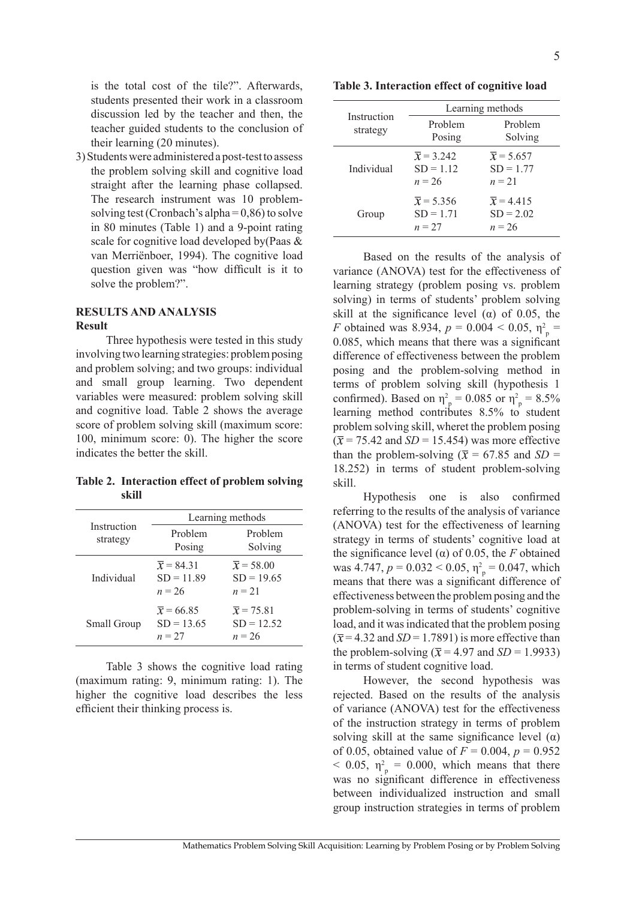is the total cost of the tile?". Afterwards, students presented their work in a classroom discussion led by the teacher and then, the teacher guided students to the conclusion of their learning (20 minutes).

3) Students were administered a post-test to assess the problem solving skill and cognitive load straight after the learning phase collapsed. The research instrument was 10 problem-solving test (Cronbach's alpha = 0,86) to solve in 80 minutes (Table 1) and a 9-point rating scale for cognitive load developed by(Paas & van Merriënboer, 1994). The cognitive load question given was "how difficult is it to solve the problem?".

## RESULTS AND ANALYSIS

### Result

Three hypothesis were tested in this study involving two learning strategies: problem posing and problem solving; and two groups: individual and small group learning. Two dependent variables were measured: problem solving skill and cognitive load. Table 2 shows the average score of problem solving skill (maximum score: 100, minimum score: 0). The higher the score indicates the better the skill.

**Table 2. Interaction effect of problem solving skill**

| Instruction strategy | Learning methods | |
|---|---|---|
| | Problem Posing | Problem Solving |
| Individual | $\overline{x} = 84.31$<br>SD = 11.89<br>$n = 26$ | $\overline{x} = 58.00$<br>SD = 19.65<br>$n = 21$ |
| Small Group | $\overline{x} = 66.85$<br>SD = 13.65<br>$n = 27$ | $\overline{x} = 75.81$<br>SD = 12.52<br>$n = 26$ |

Table 3 shows the cognitive load rating (maximum rating: 9, minimum rating: 1). The higher the cognitive load describes the less efficient their thinking process is.

**Table 3. Interaction effect of cognitive load**

| Instruction strategy | Learning methods | |
|---|---|---|
| | Problem Posing | Problem Solving |
| Individual | $\overline{x} = 3.242$<br>SD = 1.12<br>$n = 26$ | $\overline{x} = 5.657$<br>SD = 1.77<br>$n = 21$ |
| Group | $\overline{x} = 5.356$<br>SD = 1.71<br>$n = 27$ | $\overline{x} = 4.415$<br>SD = 2.02<br>$n = 26$ |

Based on the results of the analysis of variance (ANOVA) test for the effectiveness of learning strategy (problem posing vs. problem solving) in terms of students' problem solving skill at the significance level (α) of 0.05, the *F* obtained was 8.934, $p = 0.004 < 0.05$, $\eta^2_p = 0.085$, which means that there was a significant difference of effectiveness between the problem posing and the problem-solving method in terms of problem solving skill (hypothesis 1 confirmed). Based on $\eta^2_p = 0.085$ or $\eta^2_p = 8.5\%$ learning method contributes 8.5% to student problem solving skill, wheret the problem posing ($\overline{x} = 75.42$ and *SD* = 15.454) was more effective than the problem-solving ($\overline{x} = 67.85$ and *SD* = 18.252) in terms of student problem-solving skill.

Hypothesis one is also confirmed referring to the results of the analysis of variance (ANOVA) test for the effectiveness of learning strategy in terms of students' cognitive load at the significance level (α) of 0.05, the *F* obtained was 4.747, $p = 0.032 < 0.05$, $\eta^2_p = 0.047$, which means that there was a significant difference of effectiveness between the problem posing and the problem-solving in terms of students' cognitive load, and it was indicated that the problem posing ($\overline{x} = 4.32$ and *SD* = 1.7891) is more effective than the problem-solving ($\overline{x} = 4.97$ and *SD* = 1.9933) in terms of student cognitive load.

However, the second hypothesis was rejected. Based on the results of the analysis of variance (ANOVA) test for the effectiveness of the instruction strategy in terms of problem solving skill at the same significance level (α) of 0.05, obtained value of $F = 0.004$, $p = 0.952 < 0.05$, $\eta^2_p = 0.000$, which means that there was no significant difference in effectiveness between individualized instruction and small group instruction strategies in terms of problem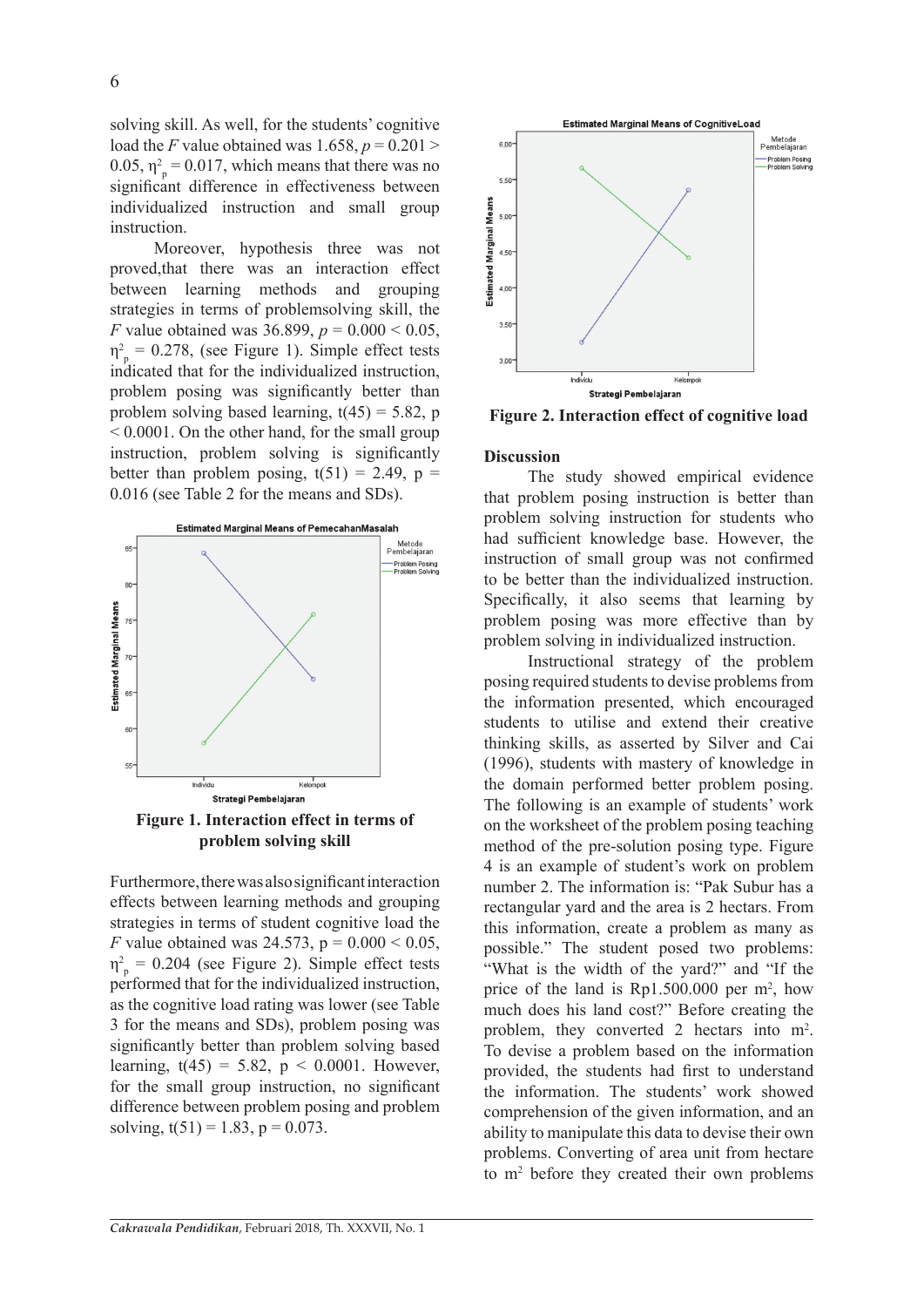solving skill. As well, for the students' cognitive load the *F* value obtained was 1.658, $p = 0.201 > 0.05$, $\eta^2_p = 0.017$, which means that there was no significant difference in effectiveness between individualized instruction and small group instruction.

Moreover, hypothesis three was not proved,that there was an interaction effect between learning methods and grouping strategies in terms of problemsolving skill, the *F* value obtained was 36.899, $p = 0.000 < 0.05$, $\eta^2_p = 0.278$, (see Figure 1). Simple effect tests indicated that for the individualized instruction, problem posing was significantly better than problem solving based learning, $t(45) = 5.82$, $p < 0.0001$. On the other hand, for the small group instruction, problem solving is significantly better than problem posing, $t(51) = 2.49$, $p = 0.016$ (see Table 2 for the means and SDs).

**Figure 1. Interaction effect in terms of problem solving skill**

Furthermore, there was also significant interaction effects between learning methods and grouping strategies in terms of student cognitive load the *F* value obtained was 24.573, $p = 0.000 < 0.05$, $\eta^2_p = 0.204$ (see Figure 2). Simple effect tests performed that for the individualized instruction, as the cognitive load rating was lower (see Table 3 for the means and SDs), problem posing was significantly better than problem solving based learning, $t(45) = 5.82$, $p < 0.0001$. However, for the small group instruction, no significant difference between problem posing and problem solving, $t(51) = 1.83$, $p = 0.073$.

**Figure 2. Interaction effect of cognitive load**

**Discussion**

The study showed empirical evidence that problem posing instruction is better than problem solving instruction for students who had sufficient knowledge base. However, the instruction of small group was not confirmed to be better than the individualized instruction. Specifically, it also seems that learning by problem posing was more effective than by problem solving in individualized instruction.

Instructional strategy of the problem posing required students to devise problems from the information presented, which encouraged students to utilise and extend their creative thinking skills, as asserted by Silver and Cai (1996), students with mastery of knowledge in the domain performed better problem posing. The following is an example of students' work on the worksheet of the problem posing teaching method of the pre-solution posing type. Figure 4 is an example of student's work on problem number 2. The information is: "Pak Subur has a rectangular yard and the area is 2 hectars. From this information, create a problem as many as possible." The student posed two problems: "What is the width of the yard?" and "If the price of the land is Rp1.500.000 per $m^2$, how much does his land cost?" Before creating the problem, they converted 2 hectars into $m^2$. To devise a problem based on the information provided, the students had first to understand the information. The students' work showed comprehension of the given information, and an ability to manipulate this data to devise their own problems. Converting of area unit from hectare to $m^2$ before they created their own problems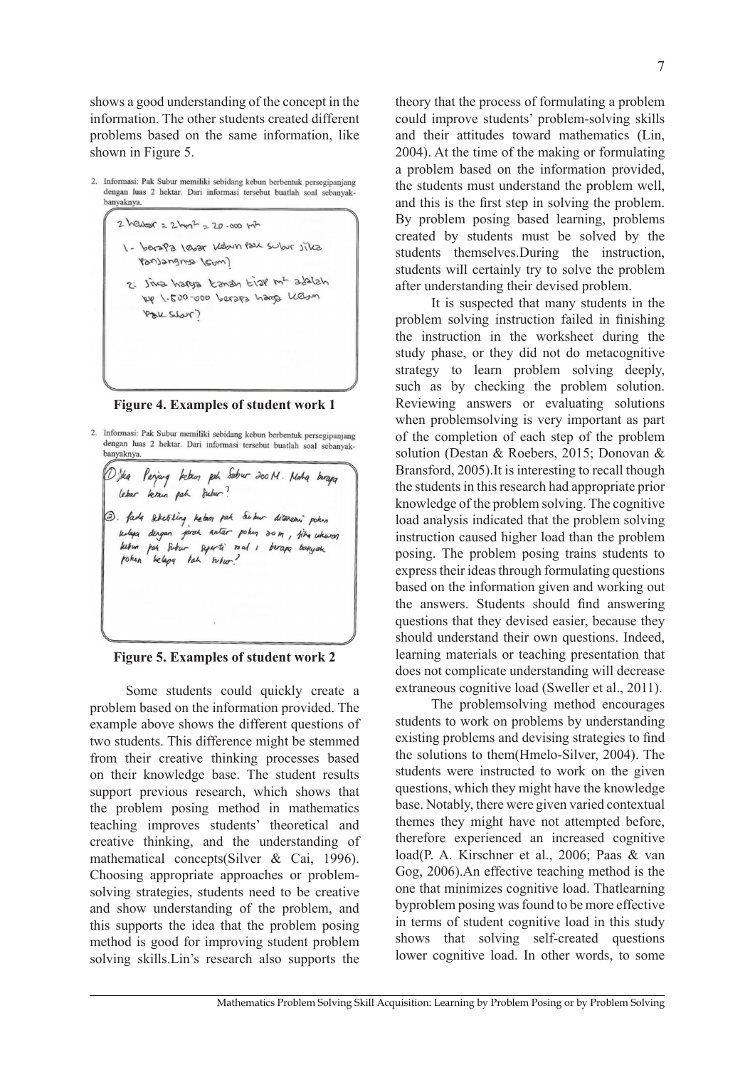shows a good understanding of the concept in the information. The other students created different problems based on the same information, like shown in Figure 5.

**Figure 4. Examples of student work 1**

**Figure 5. Examples of student work 2**

Some students could quickly create a problem based on the information provided. The example above shows the different questions of two students. This difference might be stemmed from their creative thinking processes based on their knowledge base. The student results support previous research, which shows that the problem posing method in mathematics teaching improves students' theoretical and creative thinking, and the understanding of mathematical concepts(Silver & Cai, 1996). Choosing appropriate approaches or problem-solving strategies, students need to be creative and show understanding of the problem, and this supports the idea that the problem posing method is good for improving student problem solving skills.Lin's research also supports the theory that the process of formulating a problem could improve students' problem-solving skills and their attitudes toward mathematics (Lin, 2004). At the time of the making or formulating a problem based on the information provided, the students must understand the problem well, and this is the first step in solving the problem. By problem posing based learning, problems created by students must be solved by the students themselves.During the instruction, students will certainly try to solve the problem after understanding their devised problem.

It is suspected that many students in the problem solving instruction failed in finishing the instruction in the worksheet during the study phase, or they did not do metacognitive strategy to learn problem solving deeply, such as by checking the problem solution. Reviewing answers or evaluating solutions when problemsolving is very important as part of the completion of each step of the problem solution (Destan & Roebers, 2015; Donovan & Bransford, 2005).It is interesting to recall though the students in this research had appropriate prior knowledge of the problem solving. The cognitive load analysis indicated that the problem solving instruction caused higher load than the problem posing. The problem posing trains students to express their ideas through formulating questions based on the information given and working out the answers. Students should find answering questions that they devised easier, because they should understand their own questions. Indeed, learning materials or teaching presentation that does not complicate understanding will decrease extraneous cognitive load (Sweller et al., 2011).

The problemsolving method encourages students to work on problems by understanding existing problems and devising strategies to find the solutions to them(Hmelo-Silver, 2004). The students were instructed to work on the given questions, which they might have the knowledge base. Notably, there were given varied contextual themes they might have not attempted before, therefore experienced an increased cognitive load(P. A. Kirschner et al., 2006; Paas & van Gog, 2006).An effective teaching method is the one that minimizes cognitive load. Thatlearning byproblem posing was found to be more effective in terms of student cognitive load in this study shows that solving self-created questions lower cognitive load. In other words, to some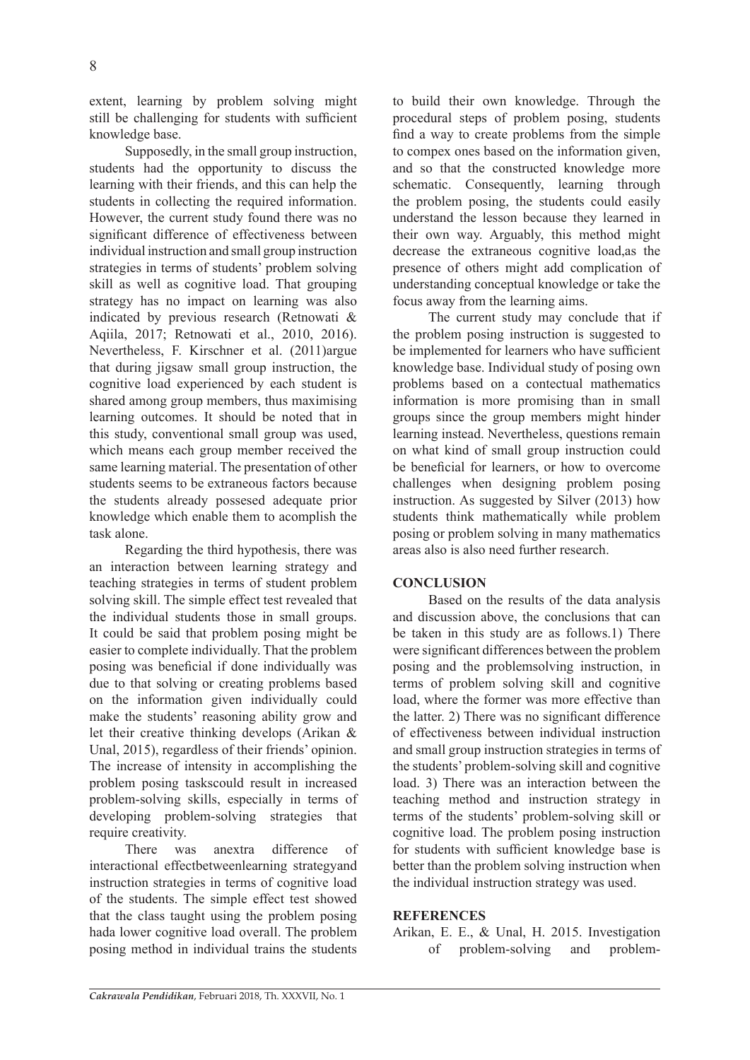extent, learning by problem solving might still be challenging for students with sufficient knowledge base.

Supposedly, in the small group instruction, students had the opportunity to discuss the learning with their friends, and this can help the students in collecting the required information. However, the current study found there was no significant difference of effectiveness between individual instruction and small group instruction strategies in terms of students' problem solving skill as well as cognitive load. That grouping strategy has no impact on learning was also indicated by previous research (Retnowati & Aqiila, 2017; Retnowati et al., 2010, 2016). Nevertheless, F. Kirschner et al. (2011)argue that during jigsaw small group instruction, the cognitive load experienced by each student is shared among group members, thus maximising learning outcomes. It should be noted that in this study, conventional small group was used, which means each group member received the same learning material. The presentation of other students seems to be extraneous factors because the students already possesed adequate prior knowledge which enable them to acomplish the task alone.

Regarding the third hypothesis, there was an interaction between learning strategy and teaching strategies in terms of student problem solving skill. The simple effect test revealed that the individual students those in small groups. It could be said that problem posing might be easier to complete individually. That the problem posing was beneficial if done individually was due to that solving or creating problems based on the information given individually could make the students' reasoning ability grow and let their creative thinking develops (Arikan & Unal, 2015), regardless of their friends' opinion. The increase of intensity in accomplishing the problem posing taskscould result in increased problem-solving skills, especially in terms of developing problem-solving strategies that require creativity.

There was anextra difference of interactional effectbetweenlearning strategyand instruction strategies in terms of cognitive load of the students. The simple effect test showed that the class taught using the problem posing hada lower cognitive load overall. The problem posing method in individual trains the students to build their own knowledge. Through the procedural steps of problem posing, students find a way to create problems from the simple to compex ones based on the information given, and so that the constructed knowledge more schematic. Consequently, learning through the problem posing, the students could easily understand the lesson because they learned in their own way. Arguably, this method might decrease the extraneous cognitive load,as the presence of others might add complication of understanding conceptual knowledge or take the focus away from the learning aims.

The current study may conclude that if the problem posing instruction is suggested to be implemented for learners who have sufficient knowledge base. Individual study of posing own problems based on a contectual mathematics information is more promising than in small groups since the group members might hinder learning instead. Nevertheless, questions remain on what kind of small group instruction could be beneficial for learners, or how to overcome challenges when designing problem posing instruction. As suggested by Silver (2013) how students think mathematically while problem posing or problem solving in many mathematics areas also is also need further research.

## CONCLUSION

Based on the results of the data analysis and discussion above, the conclusions that can be taken in this study are as follows.1) There were significant differences between the problem posing and the problemsolving instruction, in terms of problem solving skill and cognitive load, where the former was more effective than the latter. 2) There was no significant difference of effectiveness between individual instruction and small group instruction strategies in terms of the students' problem-solving skill and cognitive load. 3) There was an interaction between the teaching method and instruction strategy in terms of the students' problem-solving skill or cognitive load. The problem posing instruction for students with sufficient knowledge base is better than the problem solving instruction when the individual instruction strategy was used.

## REFERENCES

Arikan, E. E., & Unal, H. 2015. Investigation of problem-solving and problem-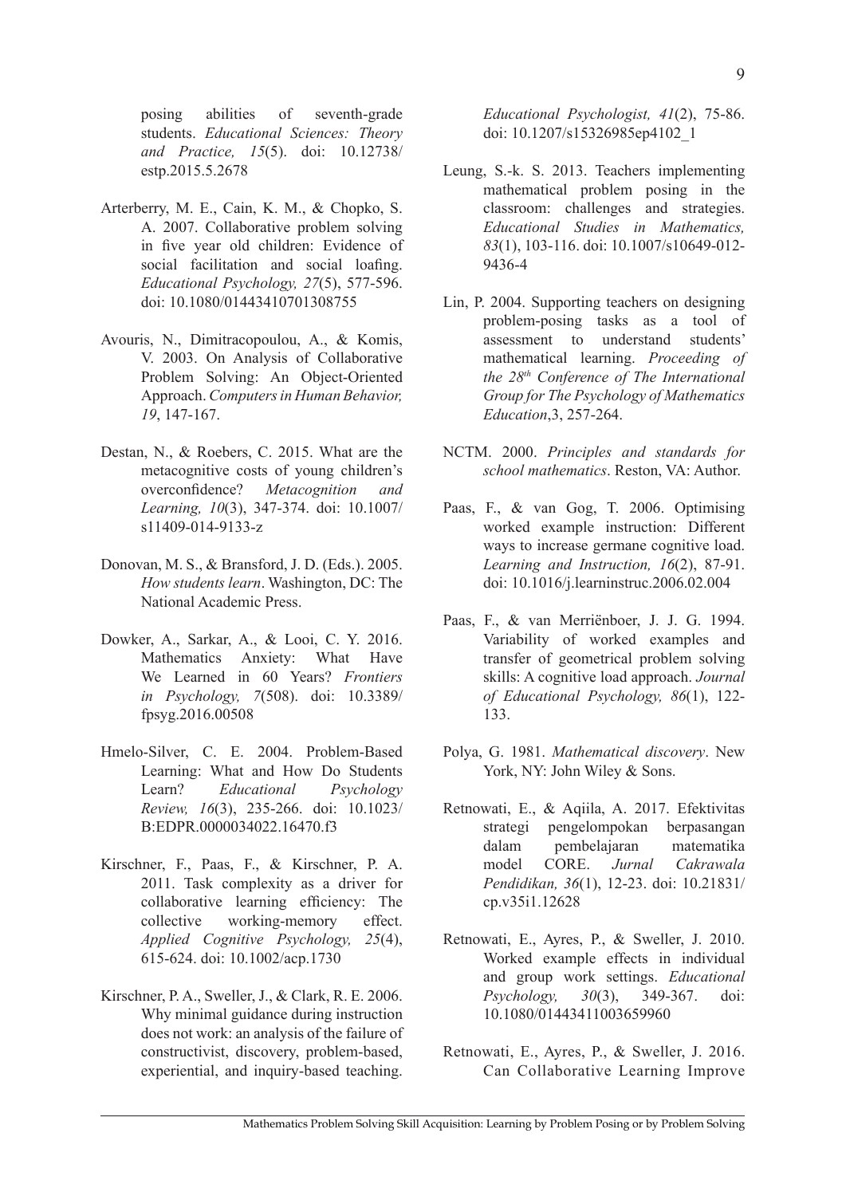posing abilities of seventh-grade students. *Educational Sciences: Theory and Practice, 15*(5). doi: 10.12738/estp.2015.5.2678

Arterberry, M. E., Cain, K. M., & Chopko, S. A. 2007. Collaborative problem solving in five year old children: Evidence of social facilitation and social loafing. *Educational Psychology, 27*(5), 577-596. doi: 10.1080/01443410701308755

Avouris, N., Dimitracopoulou, A., & Komis, V. 2003. On Analysis of Collaborative Problem Solving: An Object-Oriented Approach. *Computers in Human Behavior, 19*, 147-167.

Destan, N., & Roebers, C. 2015. What are the metacognitive costs of young children's overconfidence? *Metacognition and Learning, 10*(3), 347-374. doi: 10.1007/s11409-014-9133-z

Donovan, M. S., & Bransford, J. D. (Eds.). 2005. *How students learn*. Washington, DC: The National Academic Press.

Dowker, A., Sarkar, A., & Looi, C. Y. 2016. Mathematics Anxiety: What Have We Learned in 60 Years? *Frontiers in Psychology, 7*(508). doi: 10.3389/fpsyg.2016.00508

Hmelo-Silver, C. E. 2004. Problem-Based Learning: What and How Do Students Learn? *Educational Psychology Review, 16*(3), 235-266. doi: 10.1023/B:EDPR.0000034022.16470.f3

Kirschner, F., Paas, F., & Kirschner, P. A. 2011. Task complexity as a driver for collaborative learning efficiency: The collective working-memory effect. *Applied Cognitive Psychology, 25*(4), 615-624. doi: 10.1002/acp.1730

Kirschner, P. A., Sweller, J., & Clark, R. E. 2006. Why minimal guidance during instruction does not work: an analysis of the failure of constructivist, discovery, problem-based, experiential, and inquiry-based teaching. *Educational Psychologist, 41*(2), 75-86. doi: 10.1207/s15326985ep4102_1

Leung, S.-k. S. 2013. Teachers implementing mathematical problem posing in the classroom: challenges and strategies. *Educational Studies in Mathematics, 83*(1), 103-116. doi: 10.1007/s10649-012-9436-4

Lin, P. 2004. Supporting teachers on designing problem-posing tasks as a tool of assessment to understand students' mathematical learning. *Proceeding of the 28th Conference of The International Group for The Psychology of Mathematics Education*,3, 257-264.

NCTM. 2000. *Principles and standards for school mathematics*. Reston, VA: Author.

Paas, F., & van Gog, T. 2006. Optimising worked example instruction: Different ways to increase germane cognitive load. *Learning and Instruction, 16*(2), 87-91. doi: 10.1016/j.learninstruc.2006.02.004

Paas, F., & van Merriënboer, J. J. G. 1994. Variability of worked examples and transfer of geometrical problem solving skills: A cognitive load approach. *Journal of Educational Psychology, 86*(1), 122-133.

Polya, G. 1981. *Mathematical discovery*. New York, NY: John Wiley & Sons.

Retnowati, E., & Aqiila, A. 2017. Efektivitas strategi pengelompokan berpasangan dalam pembelajaran matematika model CORE. *Jurnal Cakrawala Pendidikan, 36*(1), 12-23. doi: 10.21831/cp.v35i1.12628

Retnowati, E., Ayres, P., & Sweller, J. 2010. Worked example effects in individual and group work settings. *Educational Psychology, 30*(3), 349-367. doi: 10.1080/01443411003659960

Retnowati, E., Ayres, P., & Sweller, J. 2016. Can Collaborative Learning Improve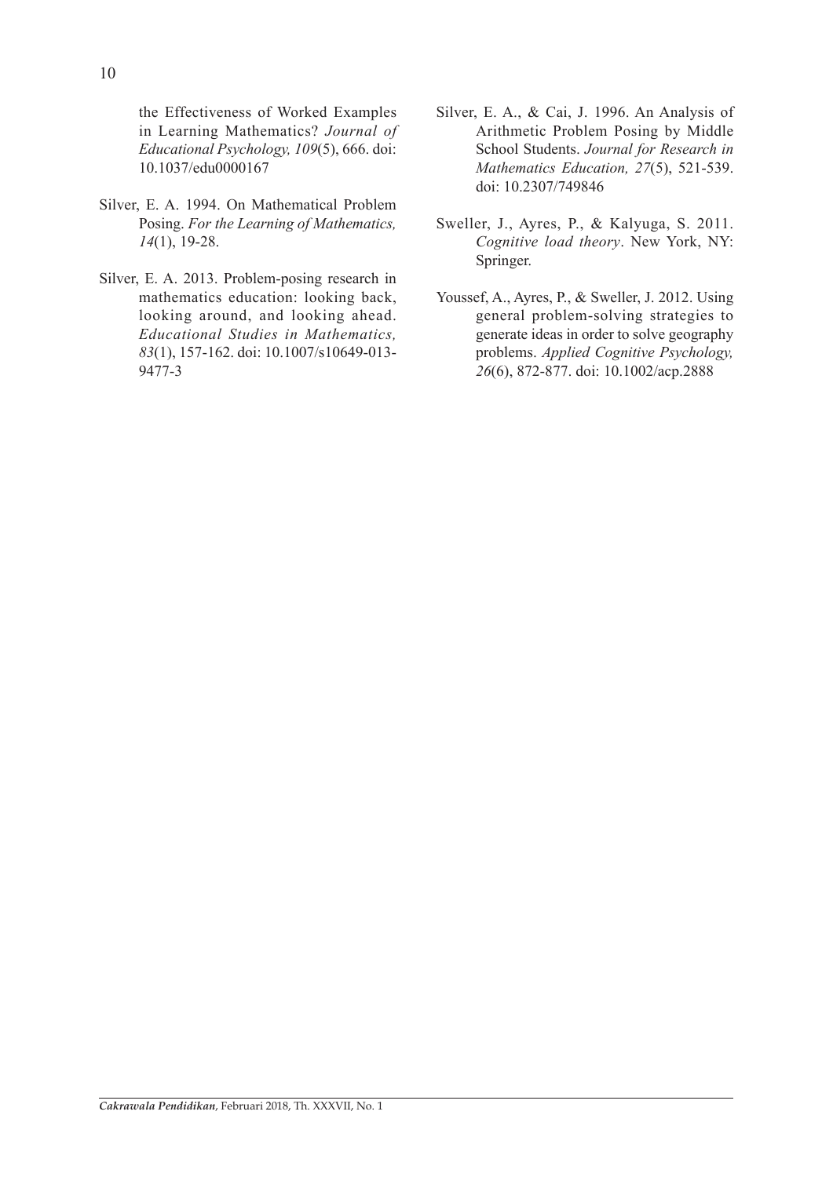the Effectiveness of Worked Examples in Learning Mathematics? *Journal of Educational Psychology, 109*(5), 666. doi: 10.1037/edu0000167

Silver, E. A. 1994. On Mathematical Problem Posing. *For the Learning of Mathematics, 14*(1), 19-28.

Silver, E. A. 2013. Problem-posing research in mathematics education: looking back, looking around, and looking ahead. *Educational Studies in Mathematics, 83*(1), 157-162. doi: 10.1007/s10649-013-9477-3

Silver, E. A., & Cai, J. 1996. An Analysis of Arithmetic Problem Posing by Middle School Students. *Journal for Research in Mathematics Education, 27*(5), 521-539. doi: 10.2307/749846

Sweller, J., Ayres, P., & Kalyuga, S. 2011. *Cognitive load theory*. New York, NY: Springer.

Youssef, A., Ayres, P., & Sweller, J. 2012. Using general problem-solving strategies to generate ideas in order to solve geography problems. *Applied Cognitive Psychology, 26*(6), 872-877. doi: 10.1002/acp.2888